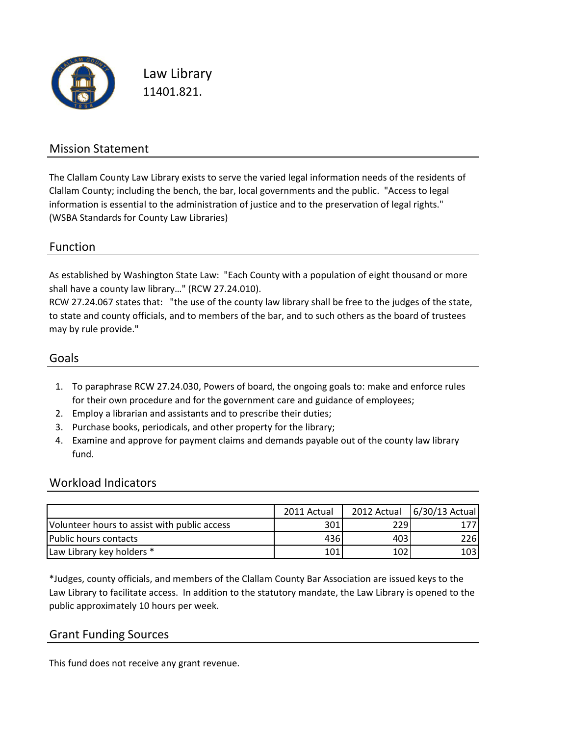# Law Library

11401.821.

## Mission Statement

The Clallam County Law Library exists to serve the varied legal information needs of the residents of Clallam County; including the bench, the bar, local governments and the public. "Access to legal information is essential to the administration of justice and to the preservation of legal rights." (WSBA Standards for County Law Libraries)

## Function

As established by Washington State Law: "Each County with a population of eight thousand or more shall have a county law library…" (RCW 27.24.010).
RCW 27.24.067 states that: "the use of the county law library shall be free to the judges of the state, to state and county officials, and to members of the bar, and to such others as the board of trustees may by rule provide."

## Goals

1. To paraphrase RCW 27.24.030, Powers of board, the ongoing goals to: make and enforce rules for their own procedure and for the government care and guidance of employees;
2. Employ a librarian and assistants and to prescribe their duties;
3. Purchase books, periodicals, and other property for the library;
4. Examine and approve for payment claims and demands payable out of the county law library fund.

## Workload Indicators

| | 2011 Actual | 2012 Actual | 6/30/13 Actual |
|---|---|---|---|
| Volunteer hours to assist with public access | 301 | 229 | 177 |
| Public hours contacts | 436 | 403 | 226 |
| Law Library key holders * | 101 | 102 | 103 |

*Judges, county officials, and members of the Clallam County Bar Association are issued keys to the Law Library to facilitate access. In addition to the statutory mandate, the Law Library is opened to the public approximately 10 hours per week.

## Grant Funding Sources

This fund does not receive any grant revenue.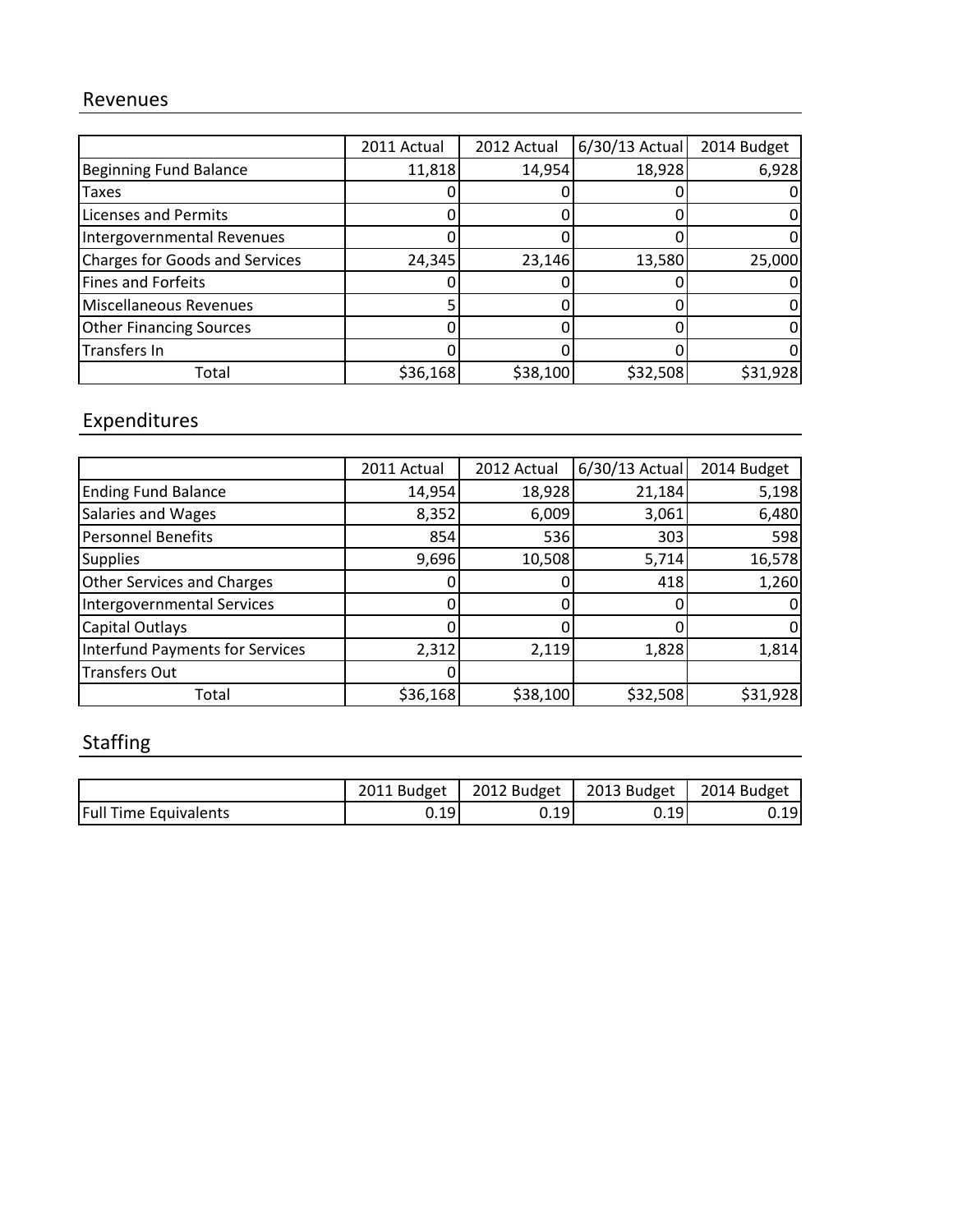## Revenues

| | 2011 Actual | 2012 Actual | 6/30/13 Actual | 2014 Budget |
|---|---|---|---|---|
| Beginning Fund Balance | 11,818 | 14,954 | 18,928 | 6,928 |
| Taxes | 0 | 0 | 0 | 0 |
| Licenses and Permits | 0 | 0 | 0 | 0 |
| Intergovernmental Revenues | 0 | 0 | 0 | 0 |
| Charges for Goods and Services | 24,345 | 23,146 | 13,580 | 25,000 |
| Fines and Forfeits | 0 | 0 | 0 | 0 |
| Miscellaneous Revenues | 5 | 0 | 0 | 0 |
| Other Financing Sources | 0 | 0 | 0 | 0 |
| Transfers In | 0 | 0 | 0 | 0 |
| Total | $36,168 | $38,100 | $32,508 | $31,928 |

## Expenditures

| | 2011 Actual | 2012 Actual | 6/30/13 Actual | 2014 Budget |
|---|---|---|---|---|
| Ending Fund Balance | 14,954 | 18,928 | 21,184 | 5,198 |
| Salaries and Wages | 8,352 | 6,009 | 3,061 | 6,480 |
| Personnel Benefits | 854 | 536 | 303 | 598 |
| Supplies | 9,696 | 10,508 | 5,714 | 16,578 |
| Other Services and Charges | 0 | 0 | 418 | 1,260 |
| Intergovernmental Services | 0 | 0 | 0 | 0 |
| Capital Outlays | 0 | 0 | 0 | 0 |
| Interfund Payments for Services | 2,312 | 2,119 | 1,828 | 1,814 |
| Transfers Out | 0 | | | |
| Total | $36,168 | $38,100 | $32,508 | $31,928 |

## Staffing

| | 2011 Budget | 2012 Budget | 2013 Budget | 2014 Budget |
|---|---|---|---|---|
| Full Time Equivalents | 0.19 | 0.19 | 0.19 | 0.19 |